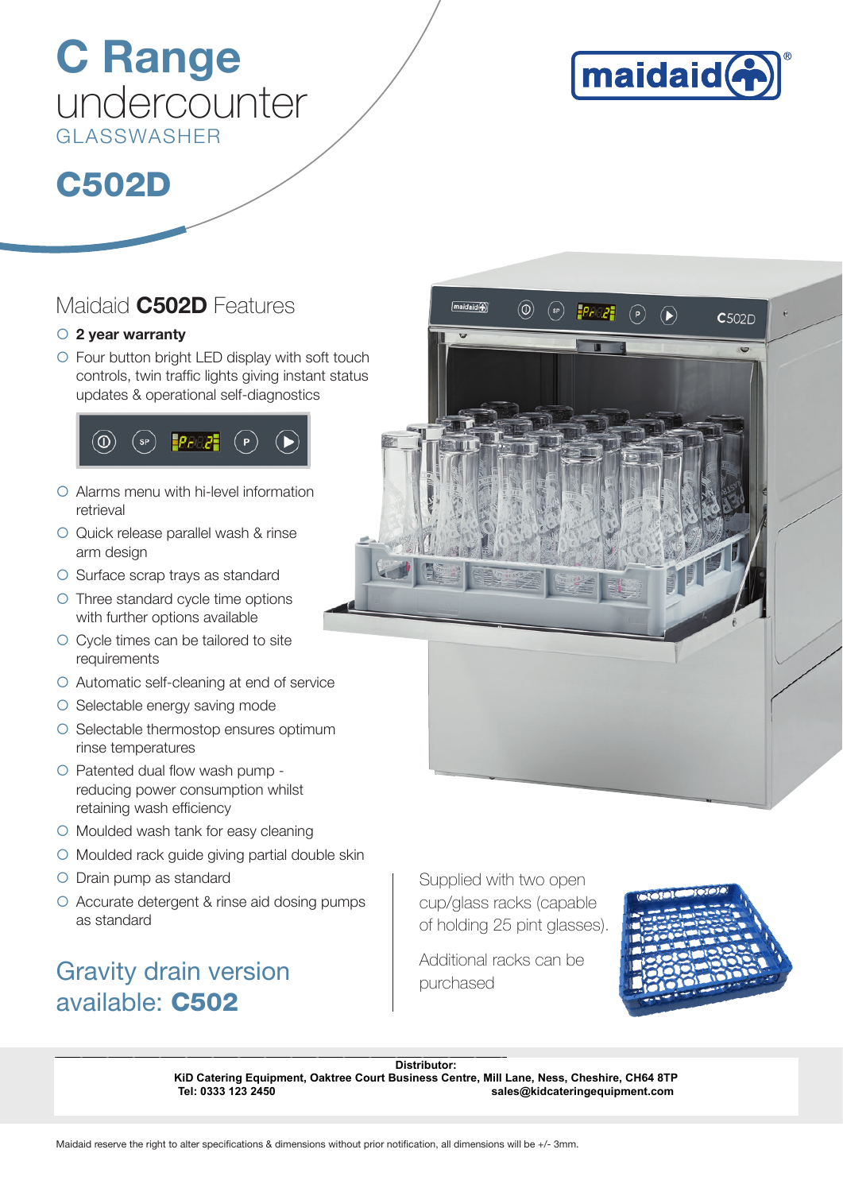# C Range
undercounter
GLASSWASHER

# C502D

maidaid®

## Maidaid **C502D** Features

- **2 year warranty**
- Four button bright LED display with soft touch controls, twin traffic lights giving instant status updates & operational self-diagnostics
- Alarms menu with hi-level information retrieval
- Quick release parallel wash & rinse arm design
- Surface scrap trays as standard
- Three standard cycle time options with further options available
- Cycle times can be tailored to site requirements
- Automatic self-cleaning at end of service
- Selectable energy saving mode
- Selectable thermostop ensures optimum rinse temperatures
- Patented dual flow wash pump - reducing power consumption whilst retaining wash efficiency
- Moulded wash tank for easy cleaning
- Moulded rack guide giving partial double skin
- Drain pump as standard
- Accurate detergent & rinse aid dosing pumps as standard

## Gravity drain version available: **C502**

Supplied with two open cup/glass racks (capable of holding 25 pint glasses).

Additional racks can be purchased

**Distributor:**
**KiD Catering Equipment, Oaktree Court Business Centre, Mill Lane, Ness, Cheshire, CH64 8TP**
**Tel: 0333 123 2450** **sales@kidcateringequipment.com**

Maidaid reserve the right to alter specifications & dimensions without prior notification, all dimensions will be +/- 3mm.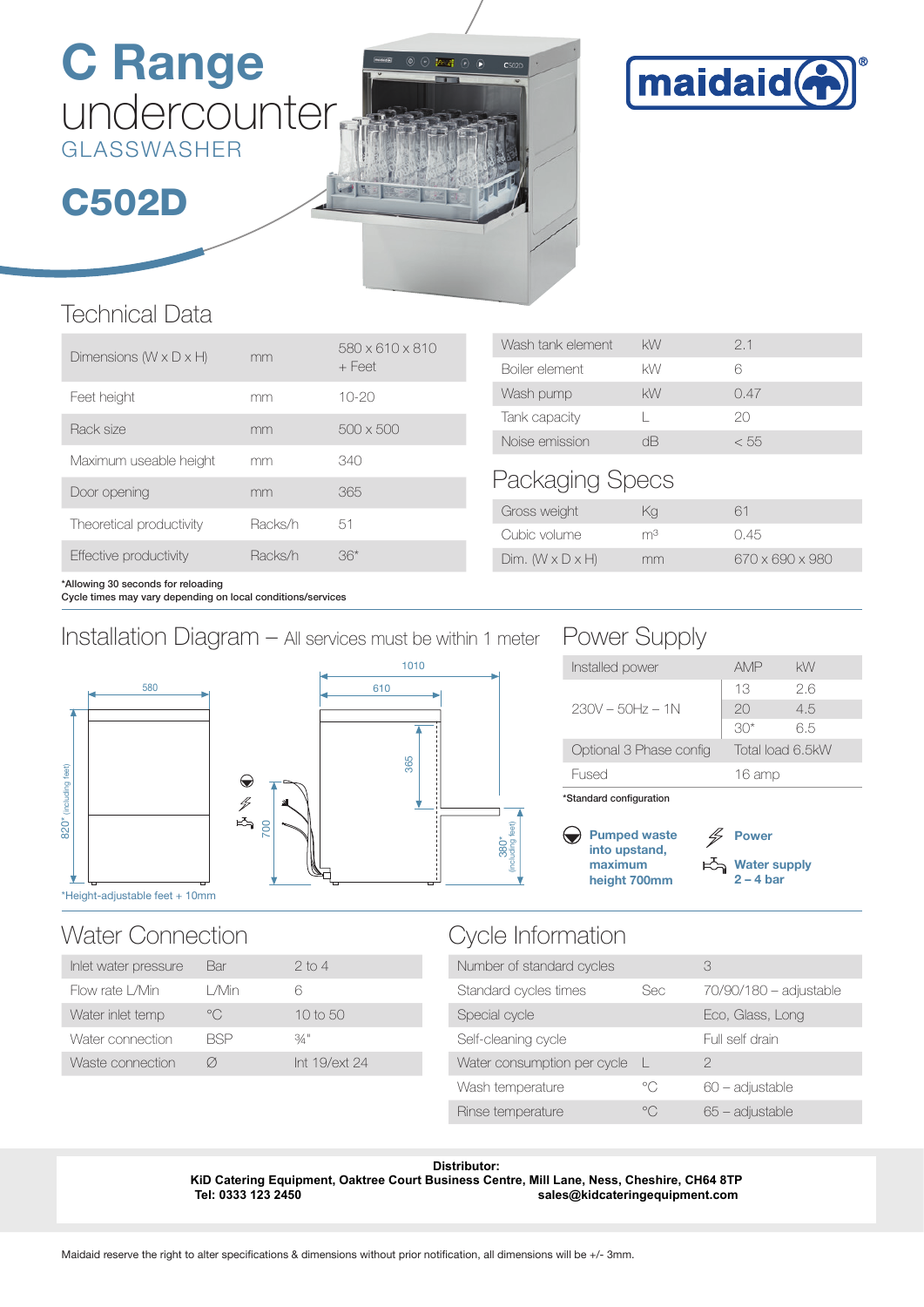# C Range undercounter

GLASSWASHER

# C502D

maidaid®

## Technical Data

| | | |
|---|---|---|
| Dimensions (W x D x H) | mm | 580 x 610 x 810 + Feet |
| Feet height | mm | 10-20 |
| Rack size | mm | 500 x 500 |
| Maximum useable height | mm | 340 |
| Door opening | mm | 365 |
| Theoretical productivity | Racks/h | 51 |
| Effective productivity | Racks/h | 36* |

*Allowing 30 seconds for reloading
Cycle times may vary depending on local conditions/services

| | | |
|---|---|---|
| Wash tank element | kW | 2.1 |
| Boiler element | kW | 6 |
| Wash pump | kW | 0.47 |
| Tank capacity | L | 20 |
| Noise emission | dB | < 55 |

## Packaging Specs

| | | |
|---|---|---|
| Gross weight | Kg | 61 |
| Cubic volume | $m^3$ | 0.45 |
| Dim. (W x D x H) | mm | 670 x 690 x 980 |

## Installation Diagram – All services must be within 1 meter

580

820* (including feet)

1010

610

365

700

380* (including feet)

*Height-adjustable feet + 10mm

## Power Supply

| | | |
|---|---|---|
| Installed power | AMP | kW |
| 230V – 50Hz – 1N | 13 | 2.6 |
| | 20 | 4.5 |
| | 30* | 6.5 |
| Optional 3 Phase config | Total load 6.5kW | |
| Fused | 16 amp | |

*Standard configuration

**Pumped waste into upstand, maximum height 700mm**

**Power**

**Water supply 2 – 4 bar**

## Water Connection

| | | |
|---|---|---|
| Inlet water pressure | Bar | 2 to 4 |
| Flow rate L/Min | L/Min | 6 |
| Water inlet temp | °C | 10 to 50 |
| Water connection | BSP | ¾" |
| Waste connection | Ø | Int 19/ext 24 |

## Cycle Information

| | | |
|---|---|---|
| Number of standard cycles | | 3 |
| Standard cycles times | Sec | 70/90/180 – adjustable |
| Special cycle | | Eco, Glass, Long |
| Self-cleaning cycle | | Full self drain |
| Water consumption per cycle | L | 2 |
| Wash temperature | °C | 60 – adjustable |
| Rinse temperature | °C | 65 – adjustable |

**Distributor:**
**KiD Catering Equipment, Oaktree Court Business Centre, Mill Lane, Ness, Cheshire, CH64 8TP**
**Tel: 0333 123 2450** **sales@kidcateringequipment.com**

Maidaid reserve the right to alter specifications & dimensions without prior notification, all dimensions will be +/- 3mm.